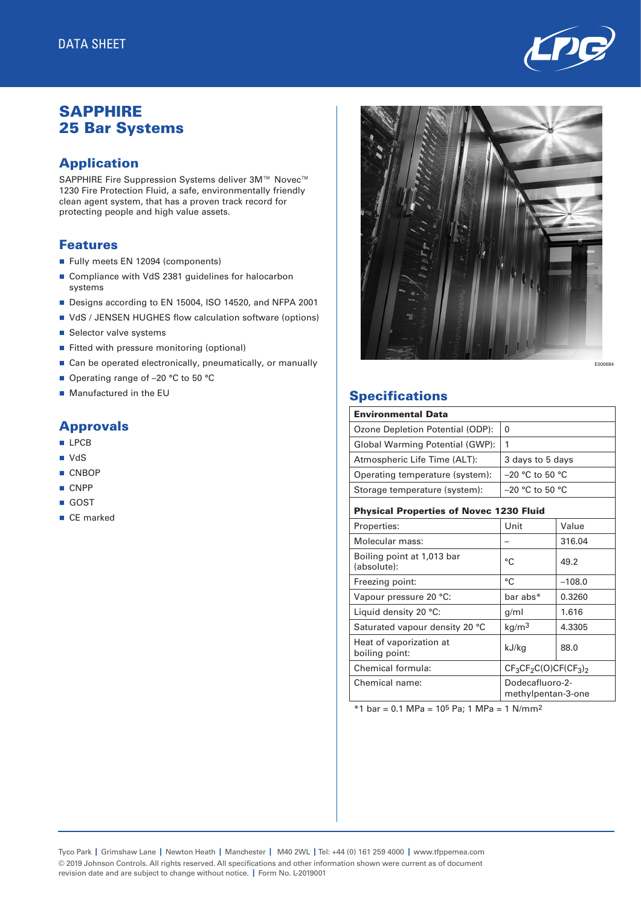DATA SHEET

# SAPPHIRE 25 Bar Systems

## Application

SAPPHIRE Fire Suppression Systems deliver 3M™ Novec™ 1230 Fire Protection Fluid, a safe, environmentally friendly clean agent system, that has a proven track record for protecting people and high value assets.

## Features

- Fully meets EN 12094 (components)
- Compliance with VdS 2381 guidelines for halocarbon systems
- Designs according to EN 15004, ISO 14520, and NFPA 2001
- VdS / JENSEN HUGHES flow calculation software (options)
- Selector valve systems
- Fitted with pressure monitoring (optional)
- Can be operated electronically, pneumatically, or manually
- Operating range of –20 °C to 50 °C
- Manufactured in the EU

## Approvals

- LPCB
- VdS
- CNBOP
- CNPP
- GOST
- CE marked

E000684

## Specifications

| **Environmental Data** | |
|---|---|
| Ozone Depletion Potential (ODP): | 0 |
| Global Warming Potential (GWP): | 1 |
| Atmospheric Life Time (ALT): | 3 days to 5 days |
| Operating temperature (system): | –20 °C to 50 °C |
| Storage temperature (system): | –20 °C to 50 °C |

| **Physical Properties of Novec 1230 Fluid** | | |
|---|---|---|
| Properties: | Unit | Value |
| Molecular mass: | – | 316.04 |
| Boiling point at 1,013 bar (absolute): | °C | 49.2 |
| Freezing point: | °C | –108.0 |
| Vapour pressure 20 °C: | bar abs* | 0.3260 |
| Liquid density 20 °C: | g/ml | 1.616 |
| Saturated vapour density 20 °C | $kg/m^3$ | 4.3305 |
| Heat of vaporization at boiling point: | kJ/kg | 88.0 |
| Chemical formula: | $CF_3CF_2C(O)CF(CF_3)_2$ | |
| Chemical name: | Dodecafluoro-2-methylpentan-3-one | |

*1 bar = 0.1 MPa = $10^5$ Pa; 1 MPa = 1 $N/mm^2$

Tyco Park | Grimshaw Lane | Newton Heath | Manchester | M40 2WL | Tel: +44 (0) 161 259 4000 | www.tfppemea.com
© 2019 Johnson Controls. All rights reserved. All specifications and other information shown were current as of document revision date and are subject to change without notice. | Form No. L-2019001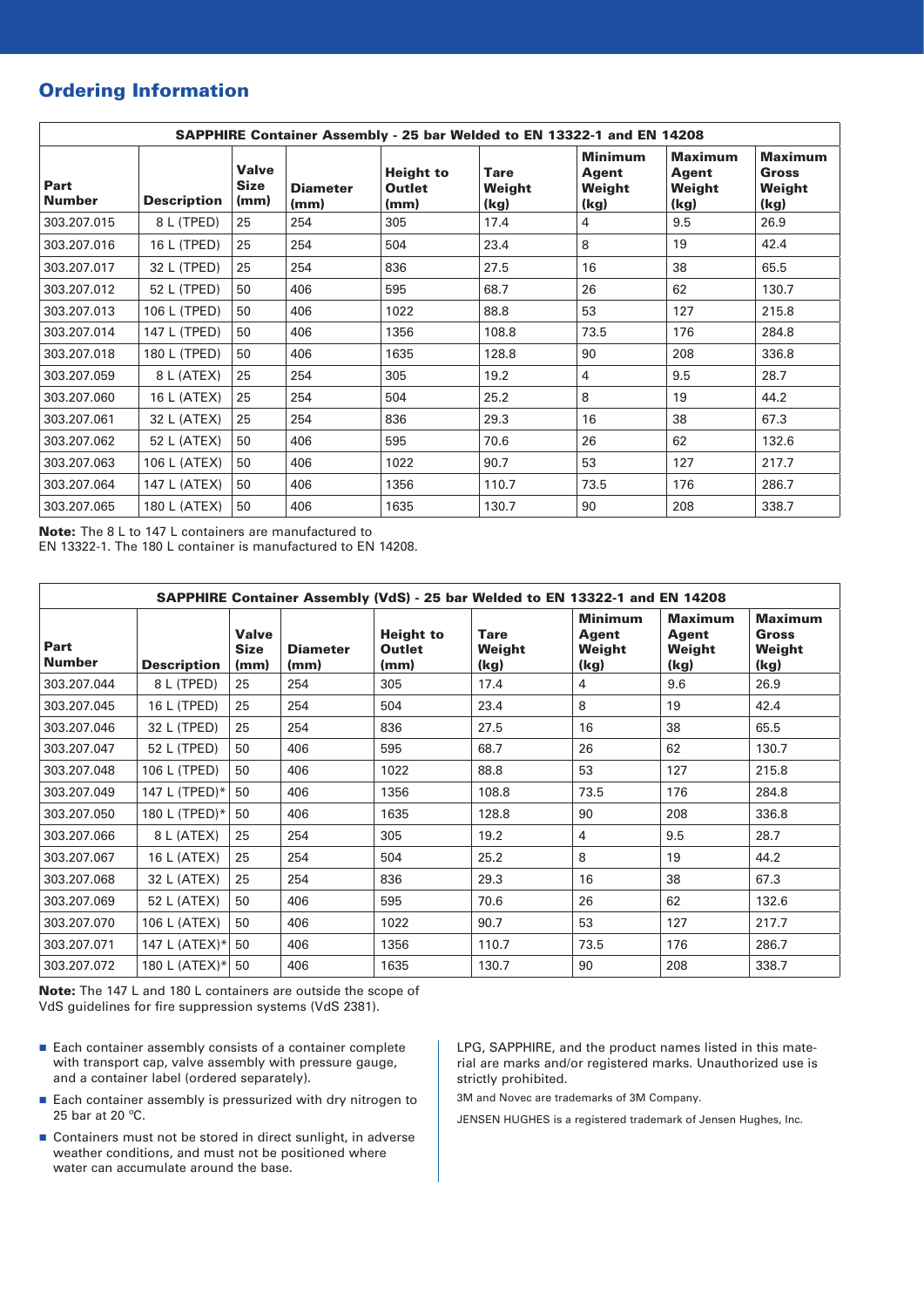## Ordering Information

| SAPPHIRE Container Assembly - 25 bar Welded to EN 13322-1 and EN 14208 | | | | | | | | |
|---|---|---|---|---|---|---|---|---|
| **Part Number** | **Description** | **Valve Size (mm)** | **Diameter (mm)** | **Height to Outlet (mm)** | **Tare Weight (kg)** | **Minimum Agent Weight (kg)** | **Maximum Agent Weight (kg)** | **Maximum Gross Weight (kg)** |
| 303.207.015 | 8 L (TPED) | 25 | 254 | 305 | 17.4 | 4 | 9.5 | 26.9 |
| 303.207.016 | 16 L (TPED) | 25 | 254 | 504 | 23.4 | 8 | 19 | 42.4 |
| 303.207.017 | 32 L (TPED) | 25 | 254 | 836 | 27.5 | 16 | 38 | 65.5 |
| 303.207.012 | 52 L (TPED) | 50 | 406 | 595 | 68.7 | 26 | 62 | 130.7 |
| 303.207.013 | 106 L (TPED) | 50 | 406 | 1022 | 88.8 | 53 | 127 | 215.8 |
| 303.207.014 | 147 L (TPED) | 50 | 406 | 1356 | 108.8 | 73.5 | 176 | 284.8 |
| 303.207.018 | 180 L (TPED) | 50 | 406 | 1635 | 128.8 | 90 | 208 | 336.8 |
| 303.207.059 | 8 L (ATEX) | 25 | 254 | 305 | 19.2 | 4 | 9.5 | 28.7 |
| 303.207.060 | 16 L (ATEX) | 25 | 254 | 504 | 25.2 | 8 | 19 | 44.2 |
| 303.207.061 | 32 L (ATEX) | 25 | 254 | 836 | 29.3 | 16 | 38 | 67.3 |
| 303.207.062 | 52 L (ATEX) | 50 | 406 | 595 | 70.6 | 26 | 62 | 132.6 |
| 303.207.063 | 106 L (ATEX) | 50 | 406 | 1022 | 90.7 | 53 | 127 | 217.7 |
| 303.207.064 | 147 L (ATEX) | 50 | 406 | 1356 | 110.7 | 73.5 | 176 | 286.7 |
| 303.207.065 | 180 L (ATEX) | 50 | 406 | 1635 | 130.7 | 90 | 208 | 338.7 |

**Note:** The 8 L to 147 L containers are manufactured to EN 13322-1. The 180 L container is manufactured to EN 14208.

| SAPPHIRE Container Assembly (VdS) - 25 bar Welded to EN 13322-1 and EN 14208 | | | | | | | | |
|---|---|---|---|---|---|---|---|---|
| **Part Number** | **Description** | **Valve Size (mm)** | **Diameter (mm)** | **Height to Outlet (mm)** | **Tare Weight (kg)** | **Minimum Agent Weight (kg)** | **Maximum Agent Weight (kg)** | **Maximum Gross Weight (kg)** |
| 303.207.044 | 8 L (TPED) | 25 | 254 | 305 | 17.4 | 4 | 9.6 | 26.9 |
| 303.207.045 | 16 L (TPED) | 25 | 254 | 504 | 23.4 | 8 | 19 | 42.4 |
| 303.207.046 | 32 L (TPED) | 25 | 254 | 836 | 27.5 | 16 | 38 | 65.5 |
| 303.207.047 | 52 L (TPED) | 50 | 406 | 595 | 68.7 | 26 | 62 | 130.7 |
| 303.207.048 | 106 L (TPED) | 50 | 406 | 1022 | 88.8 | 53 | 127 | 215.8 |
| 303.207.049 | 147 L (TPED)* | 50 | 406 | 1356 | 108.8 | 73.5 | 176 | 284.8 |
| 303.207.050 | 180 L (TPED)* | 50 | 406 | 1635 | 128.8 | 90 | 208 | 336.8 |
| 303.207.066 | 8 L (ATEX) | 25 | 254 | 305 | 19.2 | 4 | 9.5 | 28.7 |
| 303.207.067 | 16 L (ATEX) | 25 | 254 | 504 | 25.2 | 8 | 19 | 44.2 |
| 303.207.068 | 32 L (ATEX) | 25 | 254 | 836 | 29.3 | 16 | 38 | 67.3 |
| 303.207.069 | 52 L (ATEX) | 50 | 406 | 595 | 70.6 | 26 | 62 | 132.6 |
| 303.207.070 | 106 L (ATEX) | 50 | 406 | 1022 | 90.7 | 53 | 127 | 217.7 |
| 303.207.071 | 147 L (ATEX)* | 50 | 406 | 1356 | 110.7 | 73.5 | 176 | 286.7 |
| 303.207.072 | 180 L (ATEX)* | 50 | 406 | 1635 | 130.7 | 90 | 208 | 338.7 |

**Note:** The 147 L and 180 L containers are outside the scope of VdS guidelines for fire suppression systems (VdS 2381).

- Each container assembly consists of a container complete with transport cap, valve assembly with pressure gauge, and a container label (ordered separately).
- Each container assembly is pressurized with dry nitrogen to 25 bar at 20 °C.
- Containers must not be stored in direct sunlight, in adverse weather conditions, and must not be positioned where water can accumulate around the base.

LPG, SAPPHIRE, and the product names listed in this material are marks and/or registered marks. Unauthorized use is strictly prohibited.

3M and Novec are trademarks of 3M Company.

JENSEN HUGHES is a registered trademark of Jensen Hughes, Inc.